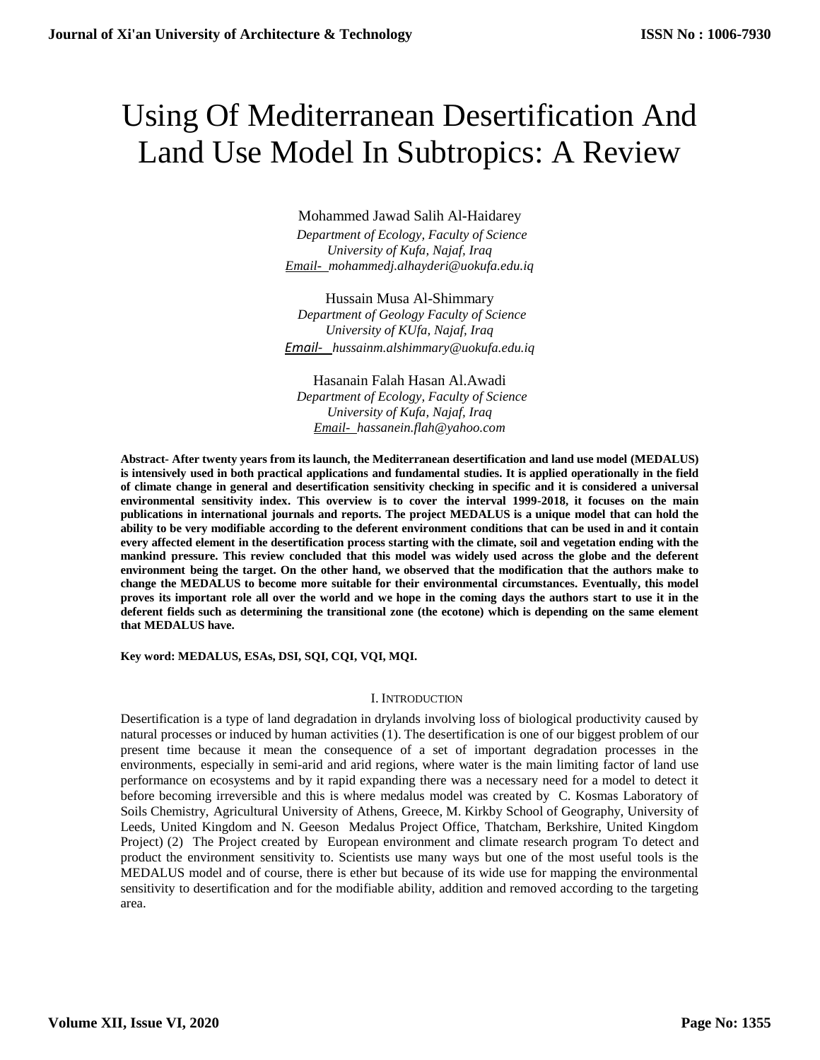# Using Of Mediterranean Desertification And Land Use Model In Subtropics: A Review

Mohammed Jawad Salih Al-Haidarey

*Department of Ecology, Faculty of Science*
*University of Kufa, Najaf, Iraq*
*Email- mohammedj.alhayderi@uokufa.edu.iq*

Hussain Musa Al-Shimmary

*Department of Geology Faculty of Science*
*University of KUfa, Najaf, Iraq*
*Email- hussainm.alshimmary@uokufa.edu.iq*

Hasanain Falah Hasan Al.Awadi

*Department of Ecology, Faculty of Science*
*University of Kufa, Najaf, Iraq*
*Email- hassanein.flah@yahoo.com*

**Abstract- After twenty years from its launch, the Mediterranean desertification and land use model (MEDALUS) is intensively used in both practical applications and fundamental studies. It is applied operationally in the field of climate change in general and desertification sensitivity checking in specific and it is considered a universal environmental sensitivity index. This overview is to cover the interval 1999-2018, it focuses on the main publications in international journals and reports. The project MEDALUS is a unique model that can hold the ability to be very modifiable according to the deferent environment conditions that can be used in and it contain every affected element in the desertification process starting with the climate, soil and vegetation ending with the mankind pressure. This review concluded that this model was widely used across the globe and the deferent environment being the target. On the other hand, we observed that the modification that the authors make to change the MEDALUS to become more suitable for their environmental circumstances. Eventually, this model proves its important role all over the world and we hope in the coming days the authors start to use it in the deferent fields such as determining the transitional zone (the ecotone) which is depending on the same element that MEDALUS have.**

**Key word: MEDALUS, ESAs, DSI, SQI, CQI, VQI, MQI.**

## I. Introduction

Desertification is a type of land degradation in drylands involving loss of biological productivity caused by natural processes or induced by human activities (1). The desertification is one of our biggest problem of our present time because it mean the consequence of a set of important degradation processes in the environments, especially in semi-arid and arid regions, where water is the main limiting factor of land use performance on ecosystems and by it rapid expanding there was a necessary need for a model to detect it before becoming irreversible and this is where medalus model was created by C. Kosmas Laboratory of Soils Chemistry, Agricultural University of Athens, Greece, M. Kirkby School of Geography, University of Leeds, United Kingdom and N. Geeson Medalus Project Office, Thatcham, Berkshire, United Kingdom Project) (2) The Project created by European environment and climate research program To detect and product the environment sensitivity to. Scientists use many ways but one of the most useful tools is the MEDALUS model and of course, there is ether but because of its wide use for mapping the environmental sensitivity to desertification and for the modifiable ability, addition and removed according to the targeting area.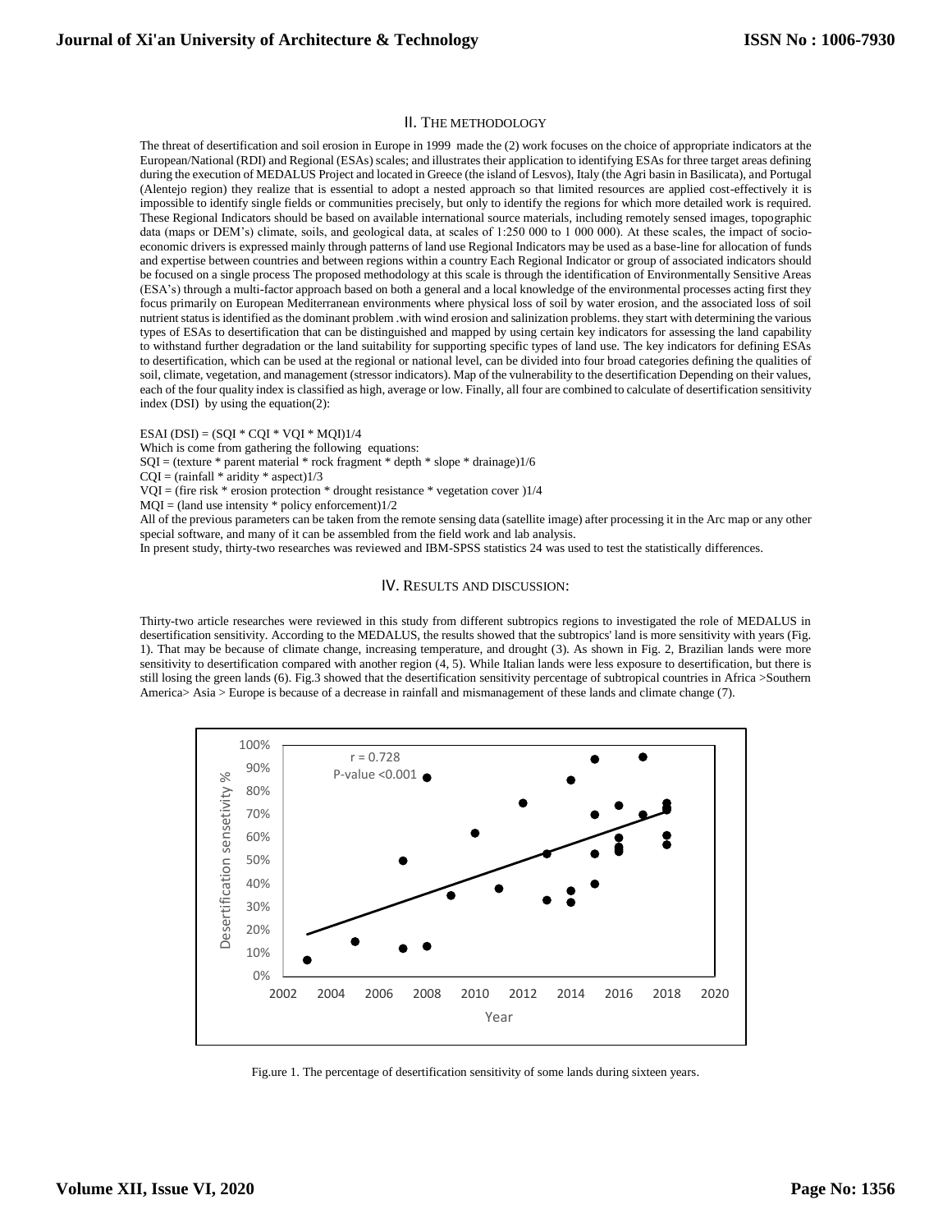## II. The methodology

The threat of desertification and soil erosion in Europe in 1999 made the (2) work focuses on the choice of appropriate indicators at the European/National (RDI) and Regional (ESAs) scales; and illustrates their application to identifying ESAs for three target areas defining during the execution of MEDALUS Project and located in Greece (the island of Lesvos), Italy (the Agri basin in Basilicata), and Portugal (Alentejo region) they realize that is essential to adopt a nested approach so that limited resources are applied cost-effectively it is impossible to identify single fields or communities precisely, but only to identify the regions for which more detailed work is required. These Regional Indicators should be based on available international source materials, including remotely sensed images, topographic data (maps or DEM's) climate, soils, and geological data, at scales of 1:250 000 to 1 000 000). At these scales, the impact of socio-economic drivers is expressed mainly through patterns of land use Regional Indicators may be used as a base-line for allocation of funds and expertise between countries and between regions within a country Each Regional Indicator or group of associated indicators should be focused on a single process The proposed methodology at this scale is through the identification of Environmentally Sensitive Areas (ESA's) through a multi-factor approach based on both a general and a local knowledge of the environmental processes acting first they focus primarily on European Mediterranean environments where physical loss of soil by water erosion, and the associated loss of soil nutrient status is identified as the dominant problem .with wind erosion and salinization problems. they start with determining the various types of ESAs to desertification that can be distinguished and mapped by using certain key indicators for assessing the land capability to withstand further degradation or the land suitability for supporting specific types of land use. The key indicators for defining ESAs to desertification, which can be used at the regional or national level, can be divided into four broad categories defining the qualities of soil, climate, vegetation, and management (stressor indicators). Map of the vulnerability to the desertification Depending on their values, each of the four quality index is classified as high, average or low. Finally, all four are combined to calculate of desertification sensitivity index (DSI) by using the equation(2):

$$ESAI\ (DSI) = (SQI * CQI * VQI * MQI)^{1/4}$$

Which is come from gathering the following equations:

$$SQI = (texture * parent\ material * rock\ fragment * depth * slope * drainage)^{1/6}$$

$$CQI = (rainfall * aridity * aspect)^{1/3}$$

$$VQI = (fire\ risk * erosion\ protection * drought\ resistance * vegetation\ cover)^{1/4}$$

$$MQI = (land\ use\ intensity * policy\ enforcement)^{1/2}$$

All of the previous parameters can be taken from the remote sensing data (satellite image) after processing it in the Arc map or any other special software, and many of it can be assembled from the field work and lab analysis.

In present study, thirty-two researches was reviewed and IBM-SPSS statistics 24 was used to test the statistically differences.

## IV. Results and discussion:

Thirty-two article researches were reviewed in this study from different subtropics regions to investigated the role of MEDALUS in desertification sensitivity. According to the MEDALUS, the results showed that the subtropics' land is more sensitivity with years (Fig. 1). That may be because of climate change, increasing temperature, and drought (3). As shown in Fig. 2, Brazilian lands were more sensitivity to desertification compared with another region (4, 5). While Italian lands were less exposure to desertification, but there is still losing the green lands (6). Fig.3 showed that the desertification sensitivity percentage of subtropical countries in Africa >Southern America> Asia > Europe is because of a decrease in rainfall and mismanagement of these lands and climate change (7).

Fig.ure 1. The percentage of desertification sensitivity of some lands during sixteen years.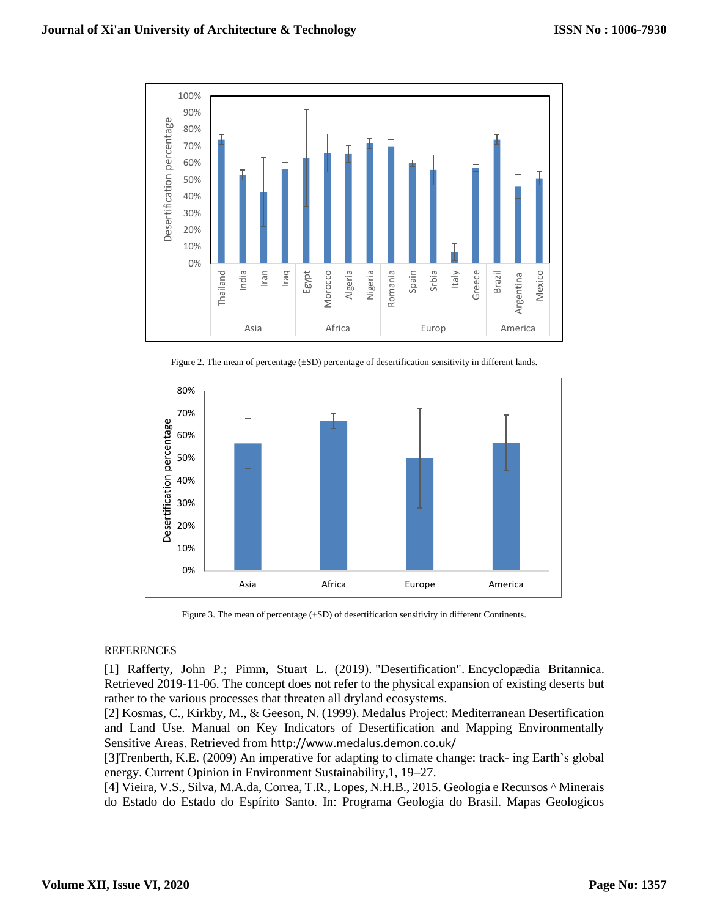Figure 2. The mean of percentage (±SD) percentage of desertification sensitivity in different lands.

Figure 3. The mean of percentage (±SD) of desertification sensitivity in different Continents.

REFERENCES

[1] Rafferty, John P.; Pimm, Stuart L. (2019). "Desertification". Encyclopædia Britannica. Retrieved 2019-11-06. The concept does not refer to the physical expansion of existing deserts but rather to the various processes that threaten all dryland ecosystems.

[2] Kosmas, C., Kirkby, M., & Geeson, N. (1999). Medalus Project: Mediterranean Desertification and Land Use. Manual on Key Indicators of Desertification and Mapping Environmentally Sensitive Areas. Retrieved from http://www.medalus.demon.co.uk/

[3]Trenberth, K.E. (2009) An imperative for adapting to climate change: track- ing Earth's global energy. Current Opinion in Environment Sustainability,1, 19–27.

[4] Vieira, V.S., Silva, M.A.da, Correa, T.R., Lopes, N.H.B., 2015. Geologia e Recursos ^ Minerais do Estado do Estado do Espírito Santo. In: Programa Geologia do Brasil. Mapas Geologicos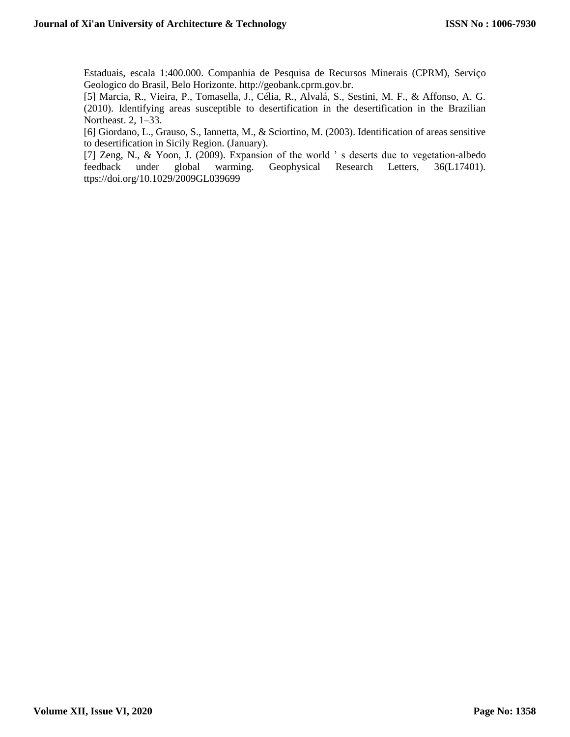Estaduais, escala 1:400.000. Companhia de Pesquisa de Recursos Minerais (CPRM), Serviço Geologico do Brasil, Belo Horizonte. http://geobank.cprm.gov.br.

[5] Marcia, R., Vieira, P., Tomasella, J., Célia, R., Alvalá, S., Sestini, M. F., & Affonso, A. G. (2010). Identifying areas susceptible to desertification in the desertification in the Brazilian Northeast. 2, 1–33.

[6] Giordano, L., Grauso, S., Iannetta, M., & Sciortino, M. (2003). Identification of areas sensitive to desertification in Sicily Region. (January).

[7] Zeng, N., & Yoon, J. (2009). Expansion of the world ' s deserts due to vegetation-albedo feedback under global warming. Geophysical Research Letters, 36(L17401). ttps://doi.org/10.1029/2009GL039699